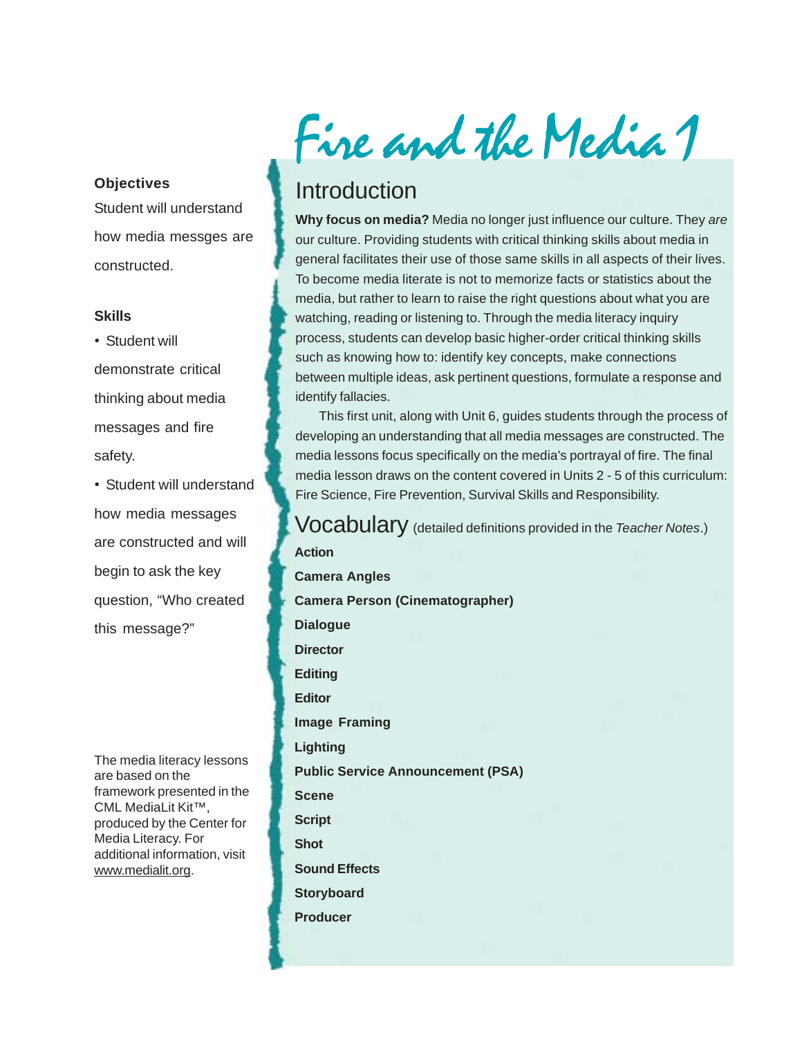# Fire and the Media 1

## Objectives

Student will understand how media messges are constructed.

## Skills

- Student will demonstrate critical thinking about media messages and fire safety.
- Student will understand how media messages are constructed and will begin to ask the key question, "Who created this message?"

The media literacy lessons are based on the framework presented in the CML MediaLit Kit™, produced by the Center for Media Literacy. For additional information, visit www.medialit.org.

## Introduction

**Why focus on media?** Media no longer just influence our culture. They *are* our culture. Providing students with critical thinking skills about media in general facilitates their use of those same skills in all aspects of their lives. To become media literate is not to memorize facts or statistics about the media, but rather to learn to raise the right questions about what you are watching, reading or listening to. Through the media literacy inquiry process, students can develop basic higher-order critical thinking skills such as knowing how to: identify key concepts, make connections between multiple ideas, ask pertinent questions, formulate a response and identify fallacies.

This first unit, along with Unit 6, guides students through the process of developing an understanding that all media messages are constructed. The media lessons focus specifically on the media's portrayal of fire. The final media lesson draws on the content covered in Units 2 - 5 of this curriculum: Fire Science, Fire Prevention, Survival Skills and Responsibility.

## Vocabulary (detailed definitions provided in the *Teacher Notes*.)

**Action**

**Camera Angles**

**Camera Person (Cinematographer)**

**Dialogue**

**Director**

**Editing**

**Editor**

**Image Framing**

**Lighting**

**Public Service Announcement (PSA)**

**Scene**

**Script**

**Shot**

**Sound Effects**

**Storyboard**

**Producer**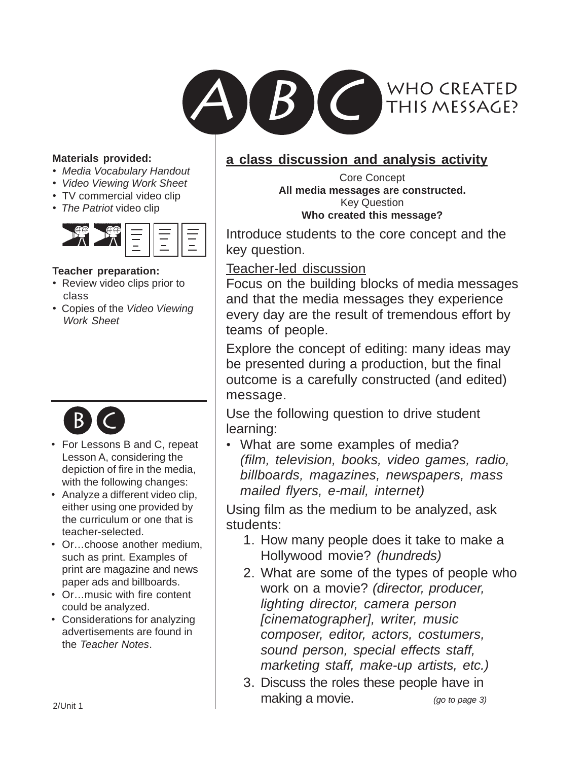# ABC WHO CREATED THIS MESSAGE?

**Materials provided:**

- *Media Vocabulary Handout*
- *Video Viewing Work Sheet*
- TV commercial video clip
- *The Patriot* video clip

**Teacher preparation:**

- Review video clips prior to class
- Copies of the *Video Viewing Work Sheet*

## B C

- For Lessons B and C, repeat Lesson A, considering the depiction of fire in the media, with the following changes:
- Analyze a different video clip, either using one provided by the curriculum or one that is teacher-selected.
- Or…choose another medium, such as print. Examples of print are magazine and news paper ads and billboards.
- Or…music with fire content could be analyzed.
- Considerations for analyzing advertisements are found in the *Teacher Notes*.

## a class discussion and analysis activity

Core Concept
**All media messages are constructed.**
Key Question
**Who created this message?**

Introduce students to the core concept and the key question.

Teacher-led discussion

Focus on the building blocks of media messages and that the media messages they experience every day are the result of tremendous effort by teams of people.

Explore the concept of editing: many ideas may be presented during a production, but the final outcome is a carefully constructed (and edited) message.

Use the following question to drive student learning:

- What are some examples of media? *(film, television, books, video games, radio, billboards, magazines, newspapers, mass mailed flyers, e-mail, internet)*

Using film as the medium to be analyzed, ask students:

1. How many people does it take to make a Hollywood movie? *(hundreds)*
2. What are some of the types of people who work on a movie? *(director, producer, lighting director, camera person [cinematographer], writer, music composer, editor, actors, costumers, sound person, special effects staff, marketing staff, make-up artists, etc.)*
3. Discuss the roles these people have in making a movie. *(go to page 3)*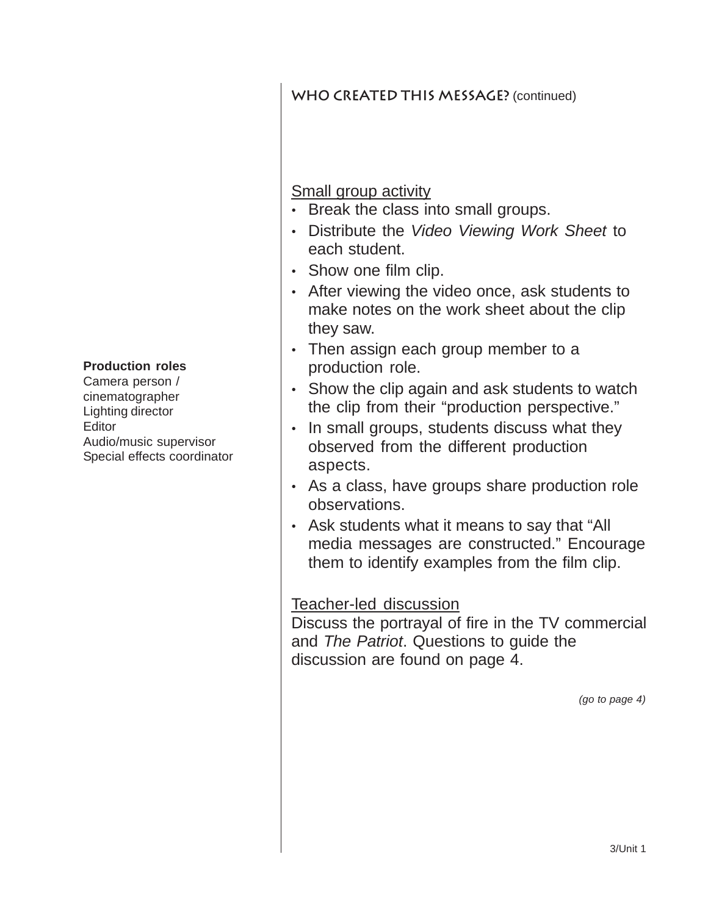## WHO CREATED THIS MESSAGE? (continued)

**Production roles**
Camera person / cinematographer
Lighting director
Editor
Audio/music supervisor
Special effects coordinator

Small group activity

- Break the class into small groups.
- Distribute the *Video Viewing Work Sheet* to each student.
- Show one film clip.
- After viewing the video once, ask students to make notes on the work sheet about the clip they saw.
- Then assign each group member to a production role.
- Show the clip again and ask students to watch the clip from their "production perspective."
- In small groups, students discuss what they observed from the different production aspects.
- As a class, have groups share production role observations.
- Ask students what it means to say that "All media messages are constructed." Encourage them to identify examples from the film clip.

Teacher-led discussion

Discuss the portrayal of fire in the TV commercial and *The Patriot*. Questions to guide the discussion are found on page 4.

*(go to page 4)*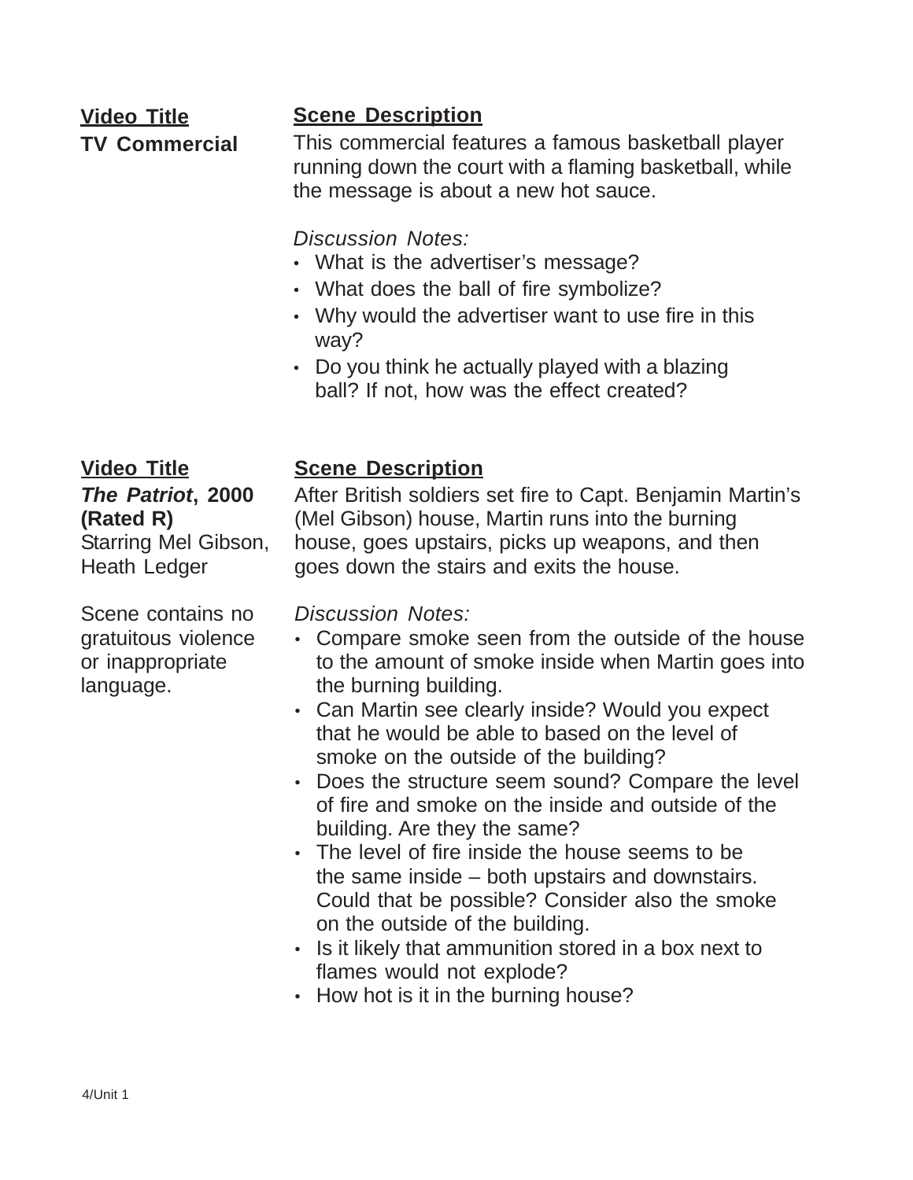**Video Title**

**TV Commercial**

**Scene Description**

This commercial features a famous basketball player running down the court with a flaming basketball, while the message is about a new hot sauce.

*Discussion Notes:*

- What is the advertiser's message?
- What does the ball of fire symbolize?
- Why would the advertiser want to use fire in this way?
- Do you think he actually played with a blazing ball? If not, how was the effect created?

**Video Title**

***The Patriot*, 2000 (Rated R)**

Starring Mel Gibson, Heath Ledger

Scene contains no gratuitous violence or inappropriate language.

**Scene Description**

After British soldiers set fire to Capt. Benjamin Martin's (Mel Gibson) house, Martin runs into the burning house, goes upstairs, picks up weapons, and then goes down the stairs and exits the house.

*Discussion Notes:*

- Compare smoke seen from the outside of the house to the amount of smoke inside when Martin goes into the burning building.
- Can Martin see clearly inside? Would you expect that he would be able to based on the level of smoke on the outside of the building?
- Does the structure seem sound? Compare the level of fire and smoke on the inside and outside of the building. Are they the same?
- The level of fire inside the house seems to be the same inside – both upstairs and downstairs. Could that be possible? Consider also the smoke on the outside of the building.
- Is it likely that ammunition stored in a box next to flames would not explode?
- How hot is it in the burning house?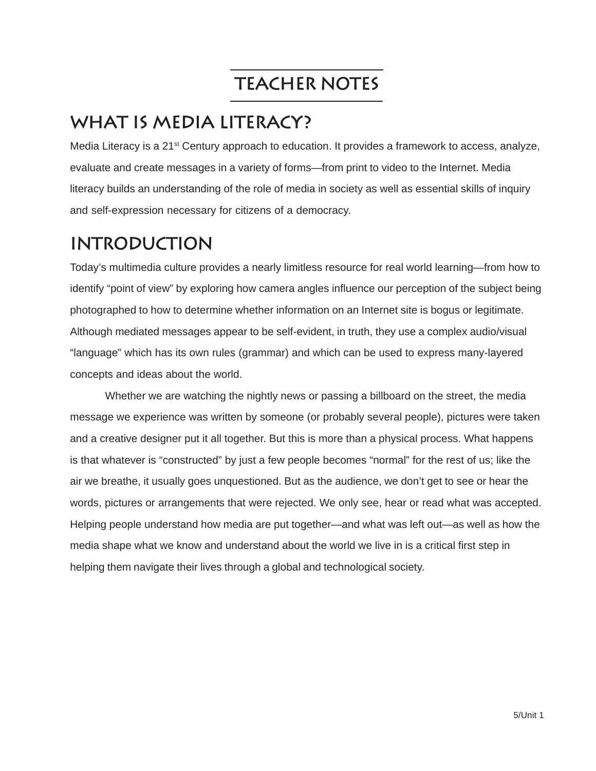# TEACHER NOTES

## WHAT IS MEDIA LITERACY?

Media Literacy is a 21st Century approach to education. It provides a framework to access, analyze, evaluate and create messages in a variety of forms—from print to video to the Internet. Media literacy builds an understanding of the role of media in society as well as essential skills of inquiry and self-expression necessary for citizens of a democracy.

## INTRODUCTION

Today's multimedia culture provides a nearly limitless resource for real world learning—from how to identify "point of view" by exploring how camera angles influence our perception of the subject being photographed to how to determine whether information on an Internet site is bogus or legitimate. Although mediated messages appear to be self-evident, in truth, they use a complex audio/visual "language" which has its own rules (grammar) and which can be used to express many-layered concepts and ideas about the world.

Whether we are watching the nightly news or passing a billboard on the street, the media message we experience was written by someone (or probably several people), pictures were taken and a creative designer put it all together. But this is more than a physical process. What happens is that whatever is "constructed" by just a few people becomes "normal" for the rest of us; like the air we breathe, it usually goes unquestioned. But as the audience, we don't get to see or hear the words, pictures or arrangements that were rejected. We only see, hear or read what was accepted. Helping people understand how media are put together—and what was left out—as well as how the media shape what we know and understand about the world we live in is a critical first step in helping them navigate their lives through a global and technological society.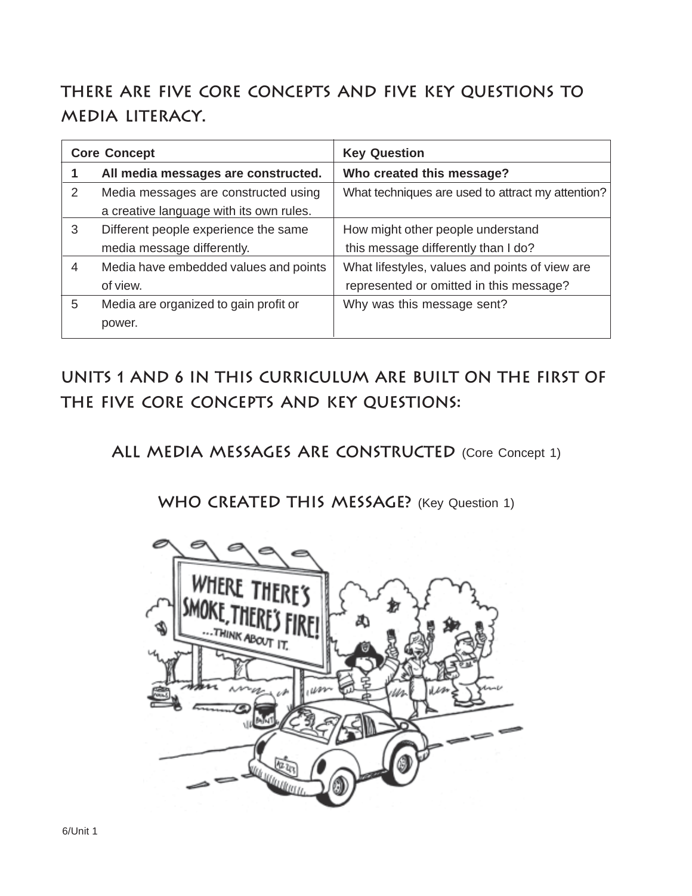## THERE ARE FIVE CORE CONCEPTS AND FIVE KEY QUESTIONS TO MEDIA LITERACY.

| Core Concept | | Key Question |
|---|---|---|
| **1** | **All media messages are constructed.** | **Who created this message?** |
| 2 | Media messages are constructed using a creative language with its own rules. | What techniques are used to attract my attention? |
| 3 | Different people experience the same media message differently. | How might other people understand this message differently than I do? |
| 4 | Media have embedded values and points of view. | What lifestyles, values and points of view are represented or omitted in this message? |
| 5 | Media are organized to gain profit or power. | Why was this message sent? |

## UNITS 1 AND 6 IN THIS CURRICULUM ARE BUILT ON THE FIRST OF THE FIVE CORE CONCEPTS AND KEY QUESTIONS:

**ALL MEDIA MESSAGES ARE CONSTRUCTED** (Core Concept 1)

**WHO CREATED THIS MESSAGE?** (Key Question 1)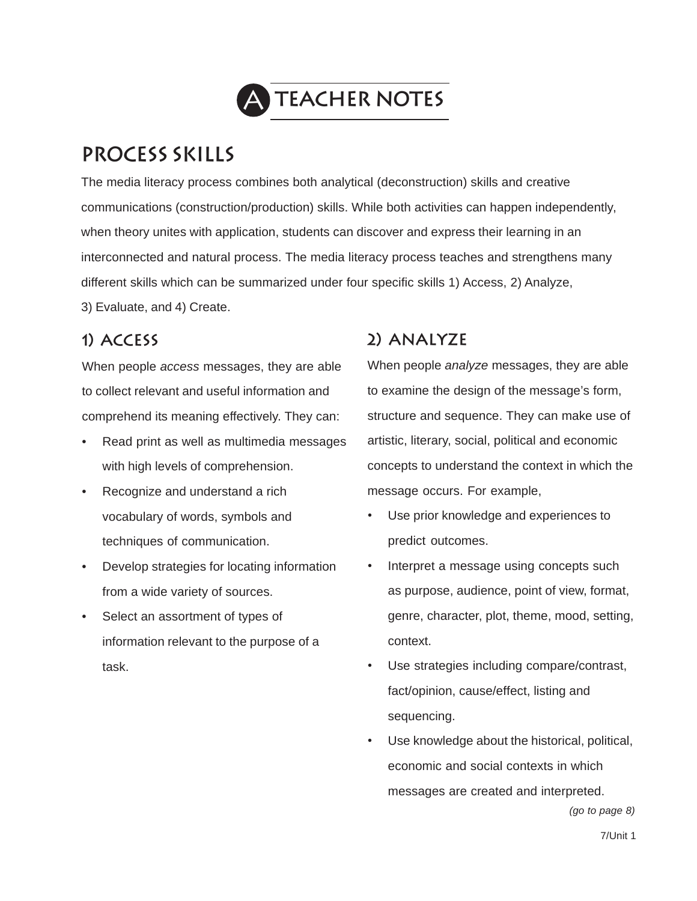# A TEACHER NOTES

## PROCESS SKILLS

The media literacy process combines both analytical (deconstruction) skills and creative communications (construction/production) skills. While both activities can happen independently, when theory unites with application, students can discover and express their learning in an interconnected and natural process. The media literacy process teaches and strengthens many different skills which can be summarized under four specific skills 1) Access, 2) Analyze, 3) Evaluate, and 4) Create.

### 1) ACCESS

When people *access* messages, they are able to collect relevant and useful information and comprehend its meaning effectively. They can:

- Read print as well as multimedia messages with high levels of comprehension.
- Recognize and understand a rich vocabulary of words, symbols and techniques of communication.
- Develop strategies for locating information from a wide variety of sources.
- Select an assortment of types of information relevant to the purpose of a task.

### 2) ANALYZE

When people *analyze* messages, they are able to examine the design of the message's form, structure and sequence. They can make use of artistic, literary, social, political and economic concepts to understand the context in which the message occurs. For example,

- Use prior knowledge and experiences to predict outcomes.
- Interpret a message using concepts such as purpose, audience, point of view, format, genre, character, plot, theme, mood, setting, context.
- Use strategies including compare/contrast, fact/opinion, cause/effect, listing and sequencing.
- Use knowledge about the historical, political, economic and social contexts in which messages are created and interpreted.

*(go to page 8)*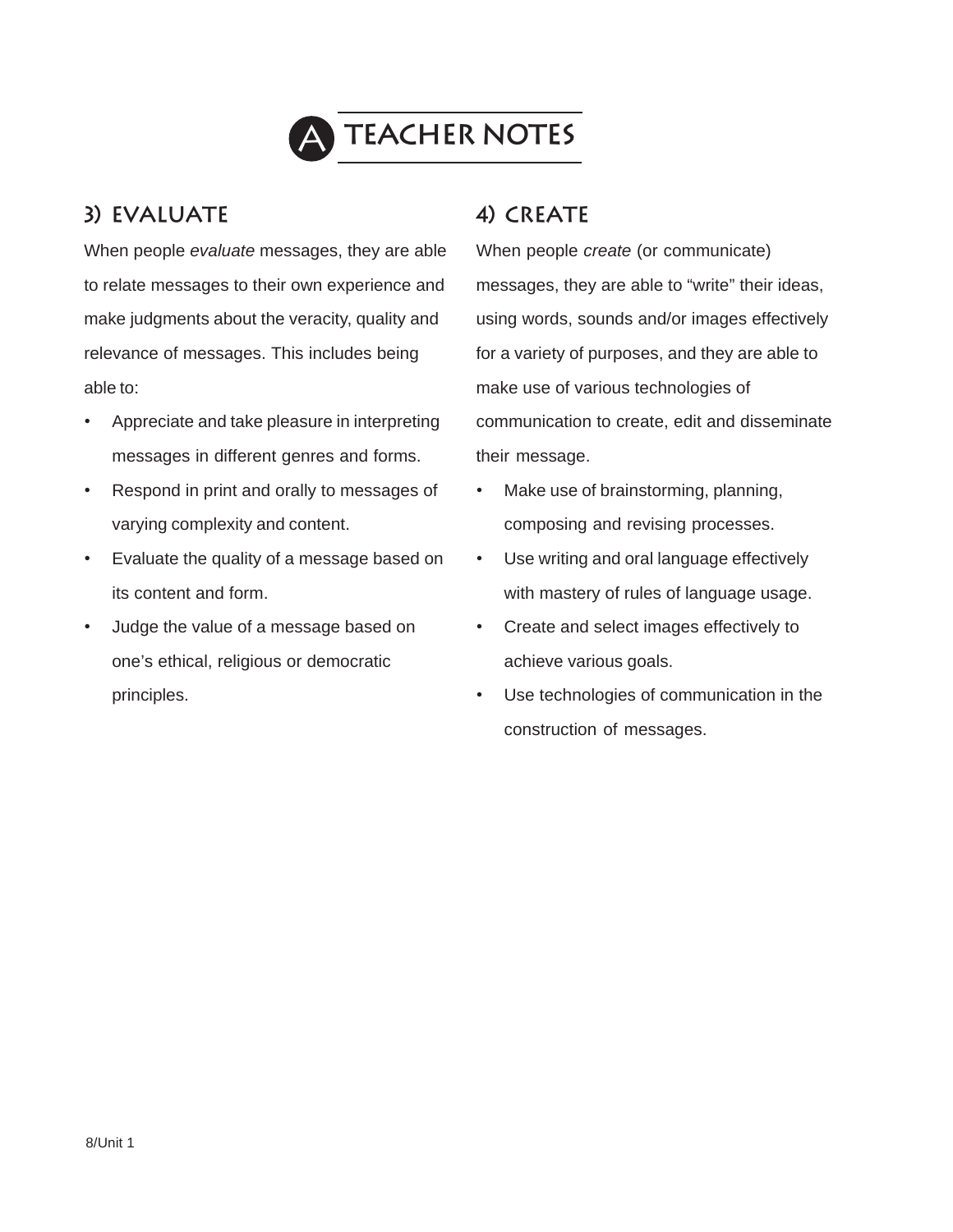# TEACHER NOTES

## 3) EVALUATE

When people *evaluate* messages, they are able to relate messages to their own experience and make judgments about the veracity, quality and relevance of messages. This includes being able to:

- Appreciate and take pleasure in interpreting messages in different genres and forms.
- Respond in print and orally to messages of varying complexity and content.
- Evaluate the quality of a message based on its content and form.
- Judge the value of a message based on one's ethical, religious or democratic principles.

## 4) CREATE

When people *create* (or communicate) messages, they are able to "write" their ideas, using words, sounds and/or images effectively for a variety of purposes, and they are able to make use of various technologies of communication to create, edit and disseminate their message.

- Make use of brainstorming, planning, composing and revising processes.
- Use writing and oral language effectively with mastery of rules of language usage.
- Create and select images effectively to achieve various goals.
- Use technologies of communication in the construction of messages.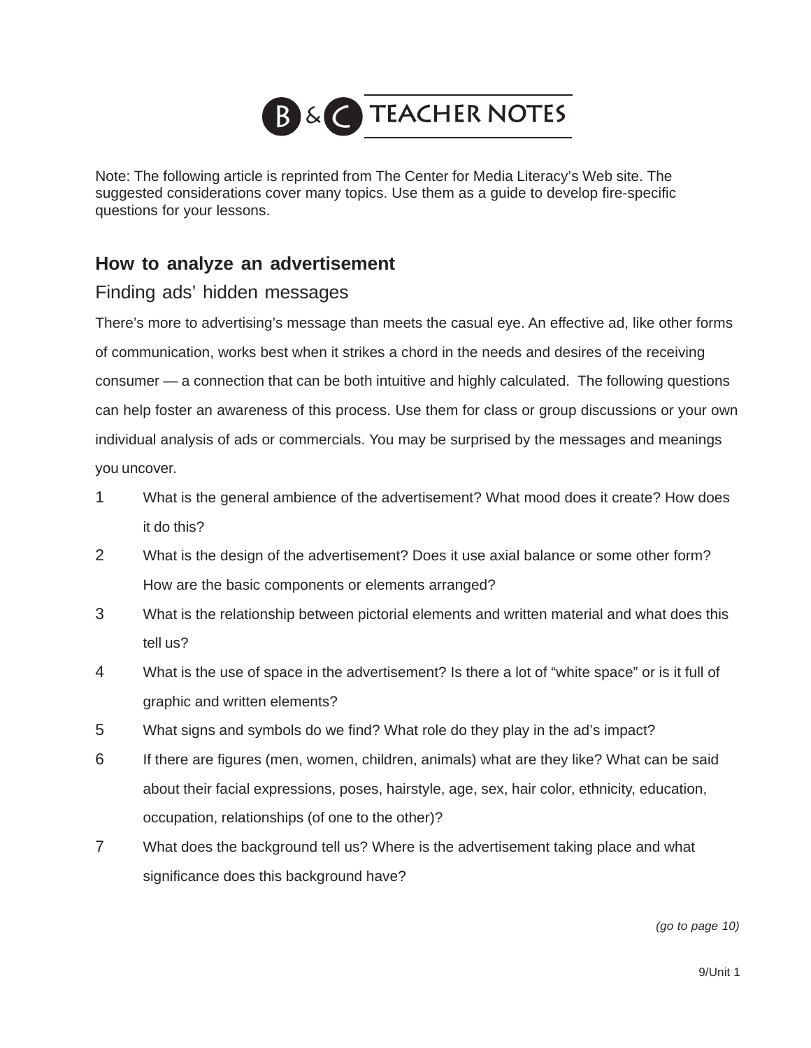# B & C TEACHER NOTES

Note: The following article is reprinted from The Center for Media Literacy's Web site. The suggested considerations cover many topics. Use them as a guide to develop fire-specific questions for your lessons.

## How to analyze an advertisement

### Finding ads' hidden messages

There's more to advertising's message than meets the casual eye. An effective ad, like other forms of communication, works best when it strikes a chord in the needs and desires of the receiving consumer — a connection that can be both intuitive and highly calculated. The following questions can help foster an awareness of this process. Use them for class or group discussions or your own individual analysis of ads or commercials. You may be surprised by the messages and meanings you uncover.

1. What is the general ambience of the advertisement? What mood does it create? How does it do this?
2. What is the design of the advertisement? Does it use axial balance or some other form? How are the basic components or elements arranged?
3. What is the relationship between pictorial elements and written material and what does this tell us?
4. What is the use of space in the advertisement? Is there a lot of "white space" or is it full of graphic and written elements?
5. What signs and symbols do we find? What role do they play in the ad's impact?
6. If there are figures (men, women, children, animals) what are they like? What can be said about their facial expressions, poses, hairstyle, age, sex, hair color, ethnicity, education, occupation, relationships (of one to the other)?
7. What does the background tell us? Where is the advertisement taking place and what significance does this background have?

*(go to page 10)*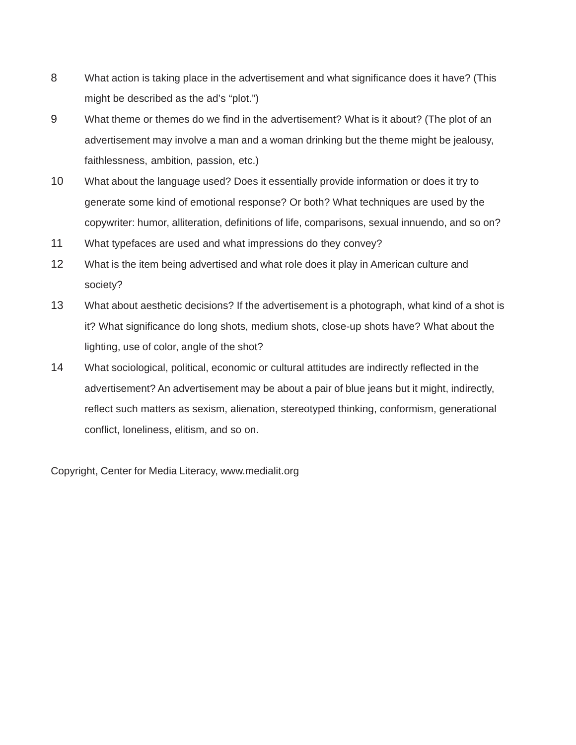8. What action is taking place in the advertisement and what significance does it have? (This might be described as the ad's "plot.")
9. What theme or themes do we find in the advertisement? What is it about? (The plot of an advertisement may involve a man and a woman drinking but the theme might be jealousy, faithlessness, ambition, passion, etc.)
10. What about the language used? Does it essentially provide information or does it try to generate some kind of emotional response? Or both? What techniques are used by the copywriter: humor, alliteration, definitions of life, comparisons, sexual innuendo, and so on?
11. What typefaces are used and what impressions do they convey?
12. What is the item being advertised and what role does it play in American culture and society?
13. What about aesthetic decisions? If the advertisement is a photograph, what kind of a shot is it? What significance do long shots, medium shots, close-up shots have? What about the lighting, use of color, angle of the shot?
14. What sociological, political, economic or cultural attitudes are indirectly reflected in the advertisement? An advertisement may be about a pair of blue jeans but it might, indirectly, reflect such matters as sexism, alienation, stereotyped thinking, conformism, generational conflict, loneliness, elitism, and so on.

Copyright, Center for Media Literacy, www.medialit.org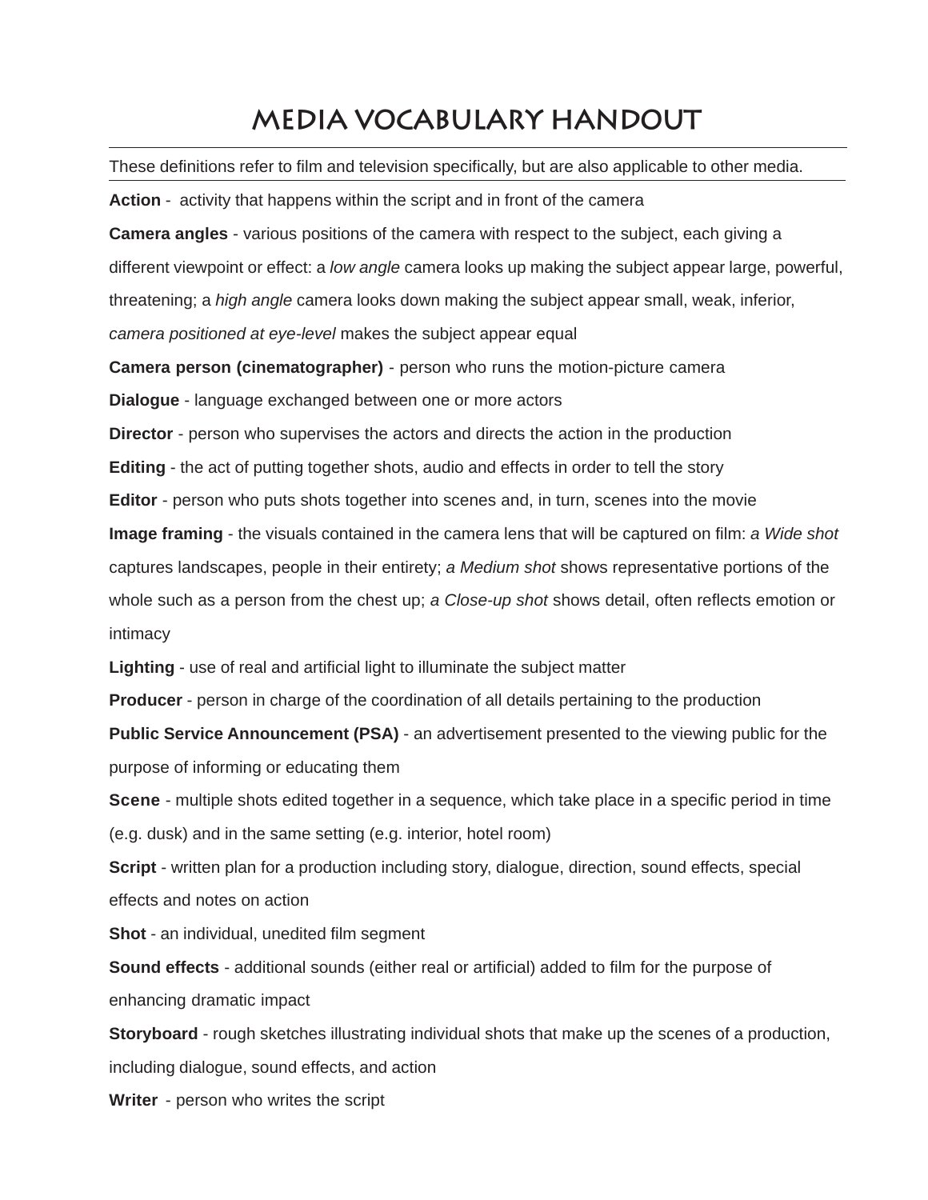# MEDIA VOCABULARY HANDOUT

These definitions refer to film and television specifically, but are also applicable to other media.

**Action** - activity that happens within the script and in front of the camera

**Camera angles** - various positions of the camera with respect to the subject, each giving a different viewpoint or effect: a *low angle* camera looks up making the subject appear large, powerful, threatening; a *high angle* camera looks down making the subject appear small, weak, inferior, *camera positioned at eye-level* makes the subject appear equal

**Camera person (cinematographer)** - person who runs the motion-picture camera

**Dialogue** - language exchanged between one or more actors

**Director** - person who supervises the actors and directs the action in the production

**Editing** - the act of putting together shots, audio and effects in order to tell the story

**Editor** - person who puts shots together into scenes and, in turn, scenes into the movie

**Image framing** - the visuals contained in the camera lens that will be captured on film: *a Wide shot* captures landscapes, people in their entirety; *a Medium shot* shows representative portions of the whole such as a person from the chest up; *a Close-up shot* shows detail, often reflects emotion or intimacy

**Lighting** - use of real and artificial light to illuminate the subject matter

**Producer** - person in charge of the coordination of all details pertaining to the production

**Public Service Announcement (PSA)** - an advertisement presented to the viewing public for the purpose of informing or educating them

**Scene** - multiple shots edited together in a sequence, which take place in a specific period in time (e.g. dusk) and in the same setting (e.g. interior, hotel room)

**Script** - written plan for a production including story, dialogue, direction, sound effects, special effects and notes on action

**Shot** - an individual, unedited film segment

**Sound effects** - additional sounds (either real or artificial) added to film for the purpose of enhancing dramatic impact

**Storyboard** - rough sketches illustrating individual shots that make up the scenes of a production, including dialogue, sound effects, and action

**Writer** - person who writes the script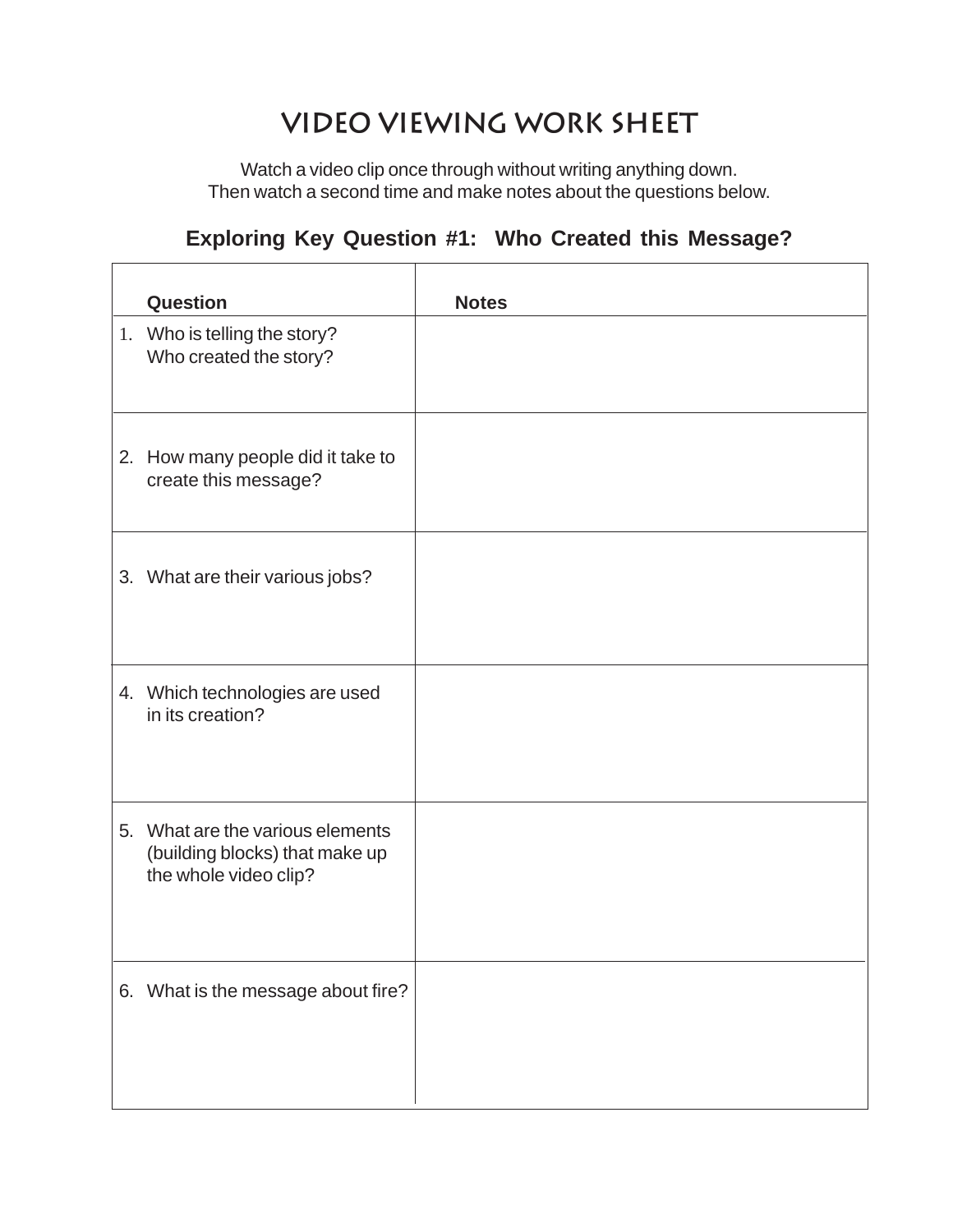# VIDEO VIEWING WORK SHEET

Watch a video clip once through without writing anything down.
Then watch a second time and make notes about the questions below.

## Exploring Key Question #1: Who Created this Message?

| Question | Notes |
|---|---|
| 1. Who is telling the story? Who created the story? | |
| 2. How many people did it take to create this message? | |
| 3. What are their various jobs? | |
| 4. Which technologies are used in its creation? | |
| 5. What are the various elements (building blocks) that make up the whole video clip? | |
| 6. What is the message about fire? | |